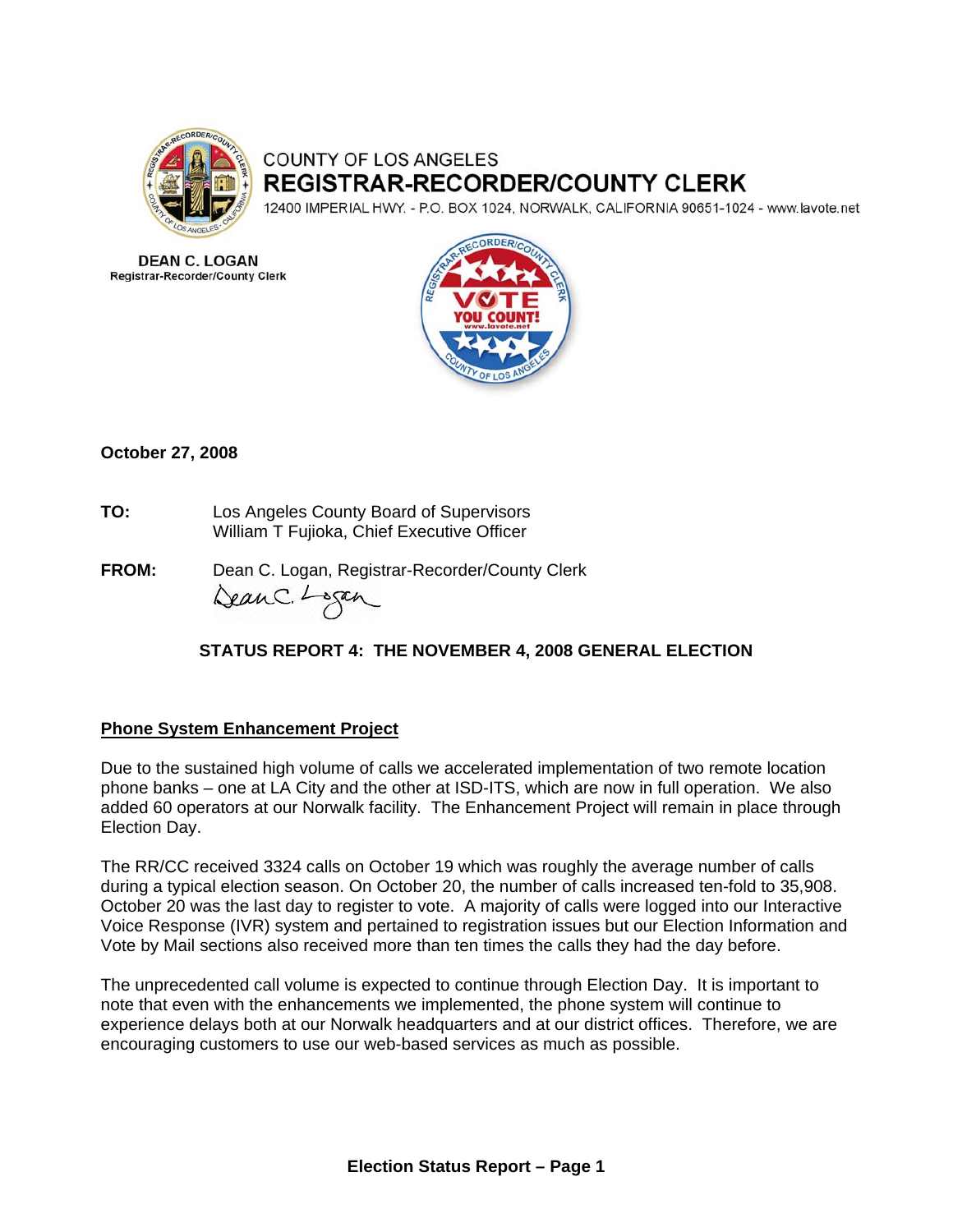COUNTY OF LOS ANGELES

**REGISTRAR-RECORDER/COUNTY CLERK**

12400 IMPERIAL HWY. - P.O. BOX 1024, NORWALK, CALIFORNIA 90651-1024 - www.lavote.net

**DEAN C. LOGAN**
Registrar-Recorder/County Clerk

**October 27, 2008**

**TO:** Los Angeles County Board of Supervisors
William T Fujioka, Chief Executive Officer

**FROM:** Dean C. Logan, Registrar-Recorder/County Clerk

### STATUS REPORT 4: THE NOVEMBER 4, 2008 GENERAL ELECTION

#### Phone System Enhancement Project

Due to the sustained high volume of calls we accelerated implementation of two remote location phone banks – one at LA City and the other at ISD-ITS, which are now in full operation. We also added 60 operators at our Norwalk facility. The Enhancement Project will remain in place through Election Day.

The RR/CC received 3324 calls on October 19 which was roughly the average number of calls during a typical election season. On October 20, the number of calls increased ten-fold to 35,908. October 20 was the last day to register to vote. A majority of calls were logged into our Interactive Voice Response (IVR) system and pertained to registration issues but our Election Information and Vote by Mail sections also received more than ten times the calls they had the day before.

The unprecedented call volume is expected to continue through Election Day. It is important to note that even with the enhancements we implemented, the phone system will continue to experience delays both at our Norwalk headquarters and at our district offices. Therefore, we are encouraging customers to use our web-based services as much as possible.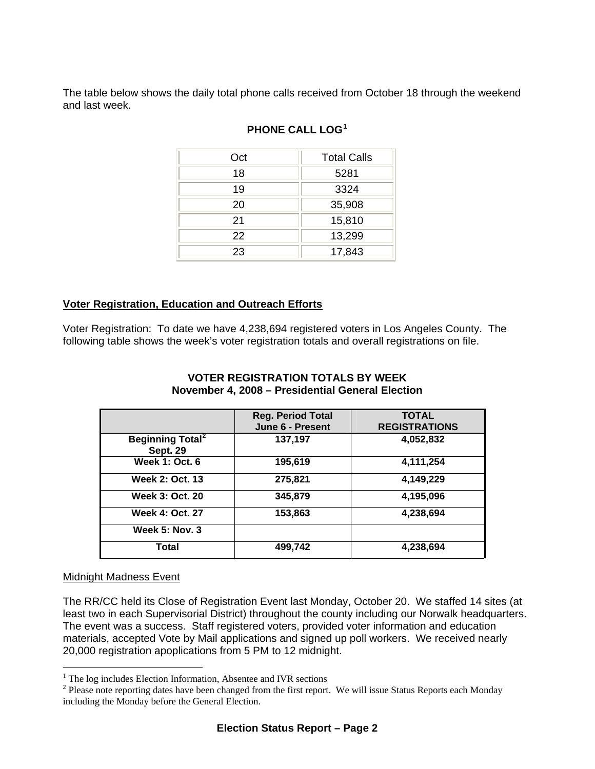The table below shows the daily total phone calls received from October 18 through the weekend and last week.

**PHONE CALL LOG[1]**

| Oct | Total Calls |
|---|---|
| 18 | 5281 |
| 19 | 3324 |
| 20 | 35,908 |
| 21 | 15,810 |
| 22 | 13,299 |
| 23 | 17,843 |

## Voter Registration, Education and Outreach Efforts

Voter Registration: To date we have 4,238,694 registered voters in Los Angeles County. The following table shows the week's voter registration totals and overall registrations on file.

**VOTER REGISTRATION TOTALS BY WEEK**
**November 4, 2008 – Presidential General Election**

| | Reg. Period Total June 6 - Present | TOTAL REGISTRATIONS |
|---|---|---|
| **Beginning Total[2] Sept. 29** | **137,197** | **4,052,832** |
| **Week 1: Oct. 6** | **195,619** | **4,111,254** |
| **Week 2: Oct. 13** | **275,821** | **4,149,229** |
| **Week 3: Oct. 20** | **345,879** | **4,195,096** |
| **Week 4: Oct. 27** | **153,863** | **4,238,694** |
| **Week 5: Nov. 3** | | |
| **Total** | **499,742** | **4,238,694** |

Midnight Madness Event

The RR/CC held its Close of Registration Event last Monday, October 20. We staffed 14 sites (at least two in each Supervisorial District) throughout the county including our Norwalk headquarters. The event was a success. Staff registered voters, provided voter information and education materials, accepted Vote by Mail applications and signed up poll workers. We received nearly 20,000 registration apoplications from 5 PM to 12 midnight.

[1] The log includes Election Information, Absentee and IVR sections

[2] Please note reporting dates have been changed from the first report. We will issue Status Reports each Monday including the Monday before the General Election.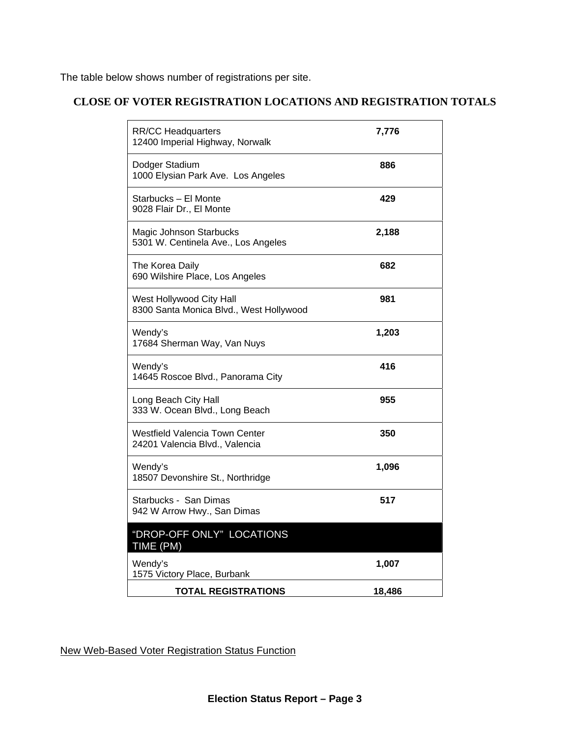The table below shows number of registrations per site.

## CLOSE OF VOTER REGISTRATION LOCATIONS AND REGISTRATION TOTALS

| Location | Registrations |
|---|---|
| RR/CC Headquarters<br>12400 Imperial Highway, Norwalk | **7,776** |
| Dodger Stadium<br>1000 Elysian Park Ave. Los Angeles | **886** |
| Starbucks – El Monte<br>9028 Flair Dr., El Monte | **429** |
| Magic Johnson Starbucks<br>5301 W. Centinela Ave., Los Angeles | **2,188** |
| The Korea Daily<br>690 Wilshire Place, Los Angeles | **682** |
| West Hollywood City Hall<br>8300 Santa Monica Blvd., West Hollywood | **981** |
| Wendy's<br>17684 Sherman Way, Van Nuys | **1,203** |
| Wendy's<br>14645 Roscoe Blvd., Panorama City | **416** |
| Long Beach City Hall<br>333 W. Ocean Blvd., Long Beach | **955** |
| Westfield Valencia Town Center<br>24201 Valencia Blvd., Valencia | **350** |
| Wendy's<br>18507 Devonshire St., Northridge | **1,096** |
| Starbucks - San Dimas<br>942 W Arrow Hwy., San Dimas | **517** |
| "DROP-OFF ONLY" LOCATIONS<br>TIME (PM) | |
| Wendy's<br>1575 Victory Place, Burbank | **1,007** |
| **TOTAL REGISTRATIONS** | **18,486** |

New Web-Based Voter Registration Status Function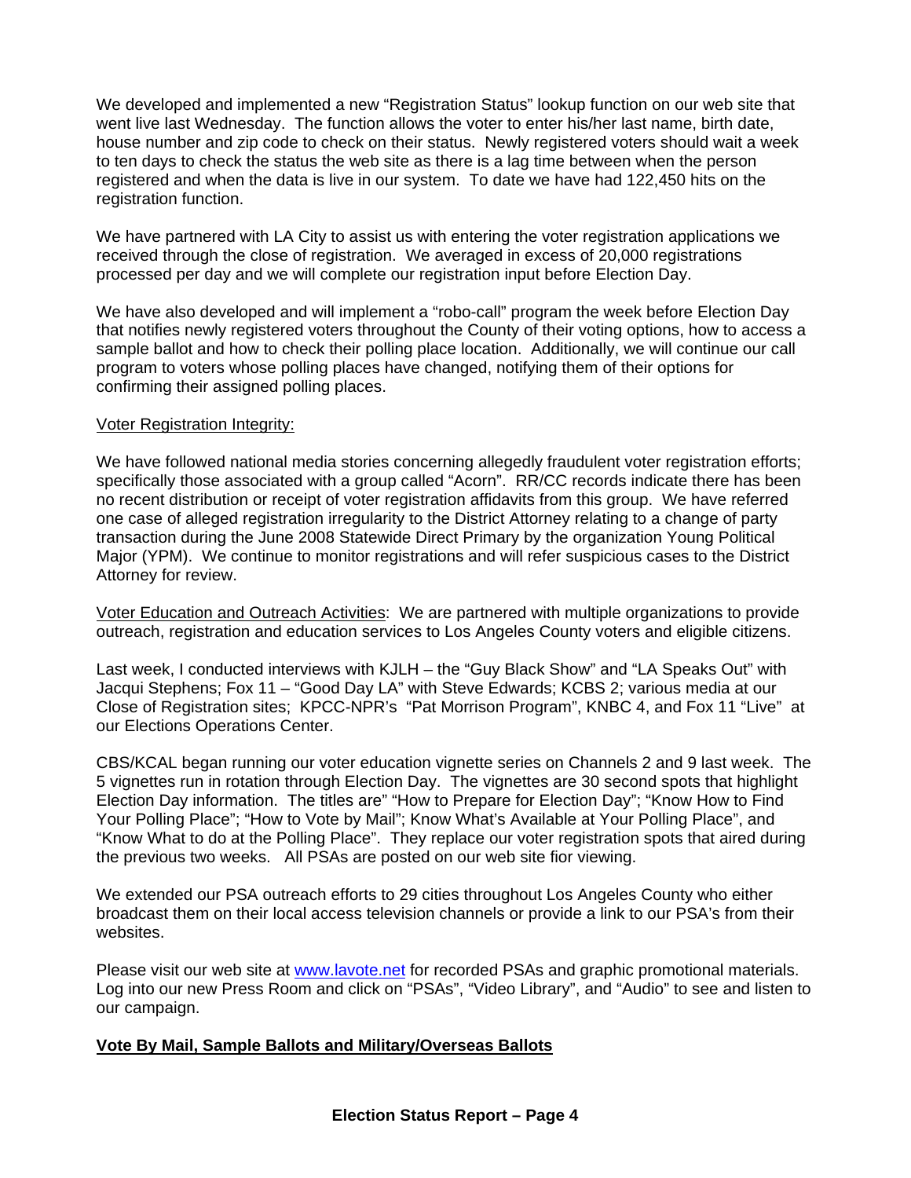We developed and implemented a new "Registration Status" lookup function on our web site that went live last Wednesday. The function allows the voter to enter his/her last name, birth date, house number and zip code to check on their status. Newly registered voters should wait a week to ten days to check the status the web site as there is a lag time between when the person registered and when the data is live in our system. To date we have had 122,450 hits on the registration function.

We have partnered with LA City to assist us with entering the voter registration applications we received through the close of registration. We averaged in excess of 20,000 registrations processed per day and we will complete our registration input before Election Day.

We have also developed and will implement a "robo-call" program the week before Election Day that notifies newly registered voters throughout the County of their voting options, how to access a sample ballot and how to check their polling place location. Additionally, we will continue our call program to voters whose polling places have changed, notifying them of their options for confirming their assigned polling places.

<u>Voter Registration Integrity:</u>

We have followed national media stories concerning allegedly fraudulent voter registration efforts; specifically those associated with a group called "Acorn". RR/CC records indicate there has been no recent distribution or receipt of voter registration affidavits from this group. We have referred one case of alleged registration irregularity to the District Attorney relating to a change of party transaction during the June 2008 Statewide Direct Primary by the organization Young Political Major (YPM). We continue to monitor registrations and will refer suspicious cases to the District Attorney for review.

<u>Voter Education and Outreach Activities</u>: We are partnered with multiple organizations to provide outreach, registration and education services to Los Angeles County voters and eligible citizens.

Last week, I conducted interviews with KJLH – the "Guy Black Show" and "LA Speaks Out" with Jacqui Stephens; Fox 11 – "Good Day LA" with Steve Edwards; KCBS 2; various media at our Close of Registration sites; KPCC-NPR's "Pat Morrison Program", KNBC 4, and Fox 11 "Live" at our Elections Operations Center.

CBS/KCAL began running our voter education vignette series on Channels 2 and 9 last week. The 5 vignettes run in rotation through Election Day. The vignettes are 30 second spots that highlight Election Day information. The titles are" "How to Prepare for Election Day"; "Know How to Find Your Polling Place"; "How to Vote by Mail"; Know What's Available at Your Polling Place", and "Know What to do at the Polling Place". They replace our voter registration spots that aired during the previous two weeks. All PSAs are posted on our web site fior viewing.

We extended our PSA outreach efforts to 29 cities throughout Los Angeles County who either broadcast them on their local access television channels or provide a link to our PSA's from their websites.

Please visit our web site at www.lavote.net for recorded PSAs and graphic promotional materials. Log into our new Press Room and click on "PSAs", "Video Library", and "Audio" to see and listen to our campaign.

**<u>Vote By Mail, Sample Ballots and Military/Overseas Ballots</u>**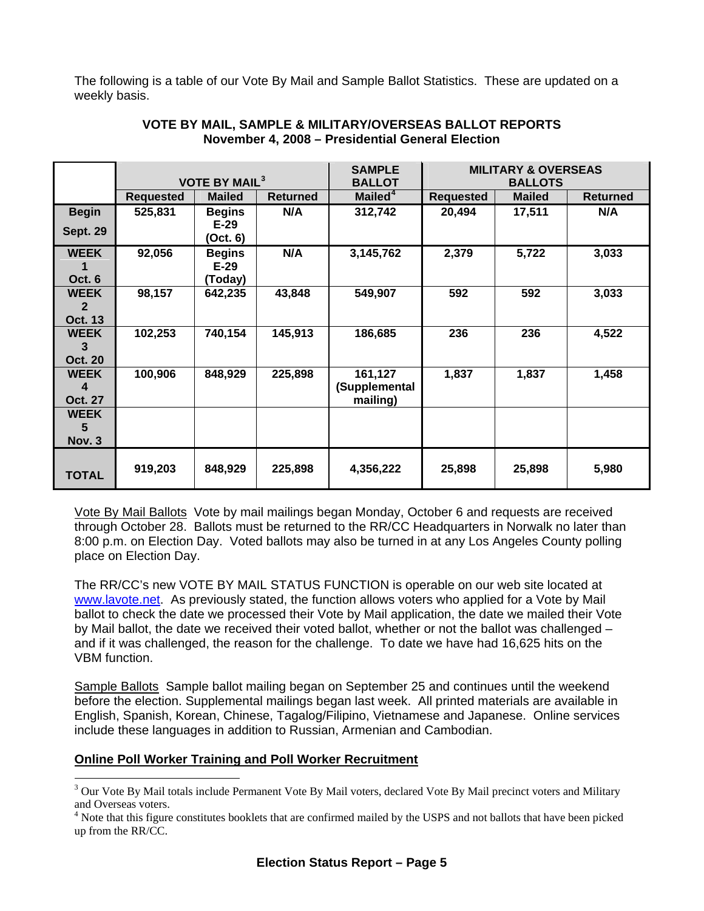The following is a table of our Vote By Mail and Sample Ballot Statistics. These are updated on a weekly basis.

**VOTE BY MAIL, SAMPLE & MILITARY/OVERSEAS BALLOT REPORTS**
**November 4, 2008 – Presidential General Election**

| | VOTE BY MAIL[3] | | | SAMPLE BALLOT | MILITARY & OVERSEAS BALLOTS | | |
|---|---|---|---|---|---|---|---|
| | **Requested** | **Mailed** | **Returned** | **Mailed[4]** | **Requested** | **Mailed** | **Returned** |
| **Begin Sept. 29** | 525,831 | Begins E-29 (Oct. 6) | N/A | 312,742 | 20,494 | 17,511 | N/A |
| **WEEK 1 Oct. 6** | 92,056 | Begins E-29 (Today) | N/A | 3,145,762 | 2,379 | 5,722 | 3,033 |
| **WEEK 2 Oct. 13** | 98,157 | 642,235 | 43,848 | 549,907 | 592 | 592 | 3,033 |
| **WEEK 3 Oct. 20** | 102,253 | 740,154 | 145,913 | 186,685 | 236 | 236 | 4,522 |
| **WEEK 4 Oct. 27** | 100,906 | 848,929 | 225,898 | 161,127 (Supplemental mailing) | 1,837 | 1,837 | 1,458 |
| **WEEK 5 Nov. 3** | | | | | | | |
| **TOTAL** | 919,203 | 848,929 | 225,898 | 4,356,222 | 25,898 | 25,898 | 5,980 |

Vote By Mail Ballots Vote by mail mailings began Monday, October 6 and requests are received through October 28. Ballots must be returned to the RR/CC Headquarters in Norwalk no later than 8:00 p.m. on Election Day. Voted ballots may also be turned in at any Los Angeles County polling place on Election Day.

The RR/CC's new VOTE BY MAIL STATUS FUNCTION is operable on our web site located at www.lavote.net. As previously stated, the function allows voters who applied for a Vote by Mail ballot to check the date we processed their Vote by Mail application, the date we mailed their Vote by Mail ballot, the date we received their voted ballot, whether or not the ballot was challenged – and if it was challenged, the reason for the challenge. To date we have had 16,625 hits on the VBM function.

Sample Ballots Sample ballot mailing began on September 25 and continues until the weekend before the election. Supplemental mailings began last week. All printed materials are available in English, Spanish, Korean, Chinese, Tagalog/Filipino, Vietnamese and Japanese. Online services include these languages in addition to Russian, Armenian and Cambodian.

**Online Poll Worker Training and Poll Worker Recruitment**

[3] Our Vote By Mail totals include Permanent Vote By Mail voters, declared Vote By Mail precinct voters and Military and Overseas voters.

[4] Note that this figure constitutes booklets that are confirmed mailed by the USPS and not ballots that have been picked up from the RR/CC.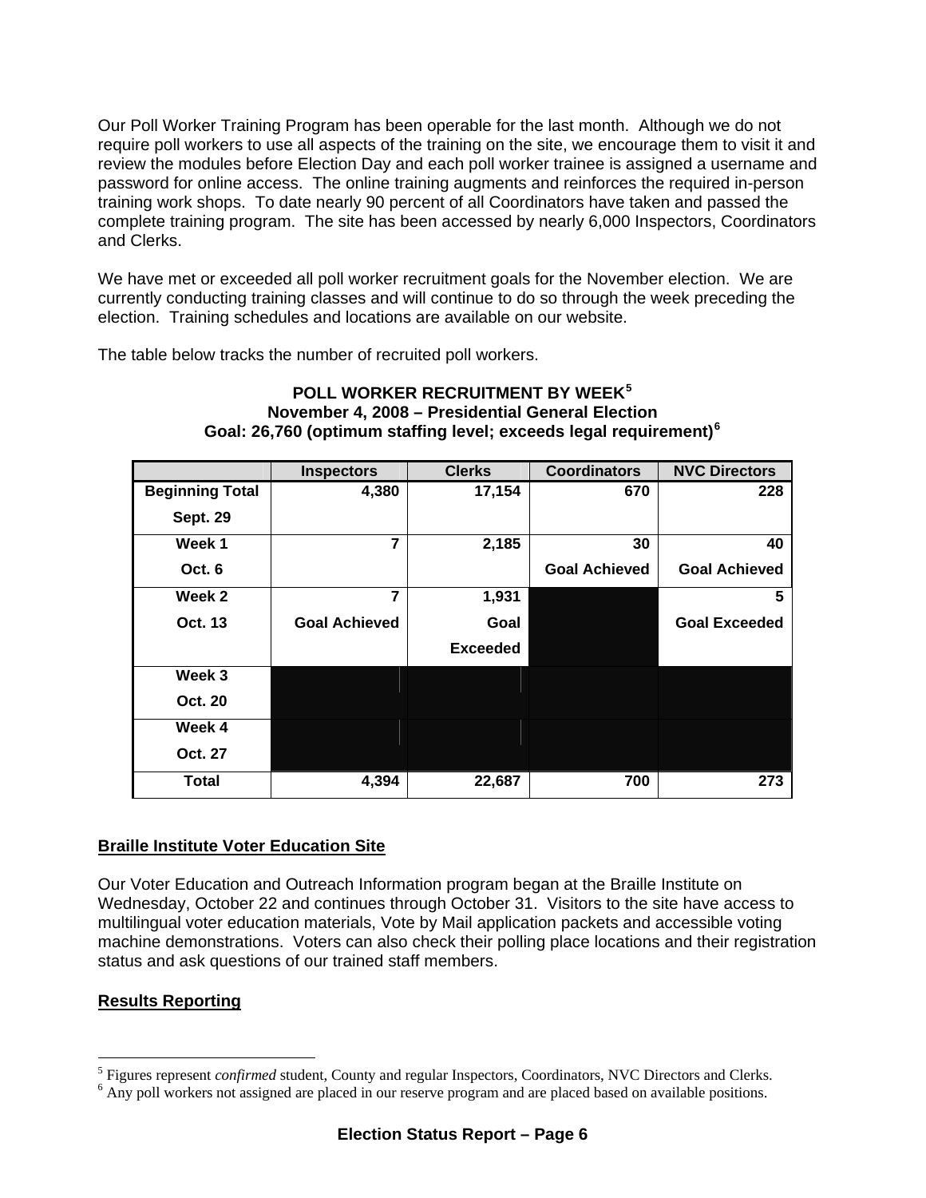Our Poll Worker Training Program has been operable for the last month. Although we do not require poll workers to use all aspects of the training on the site, we encourage them to visit it and review the modules before Election Day and each poll worker trainee is assigned a username and password for online access. The online training augments and reinforces the required in-person training work shops. To date nearly 90 percent of all Coordinators have taken and passed the complete training program. The site has been accessed by nearly 6,000 Inspectors, Coordinators and Clerks.

We have met or exceeded all poll worker recruitment goals for the November election. We are currently conducting training classes and will continue to do so through the week preceding the election. Training schedules and locations are available on our website.

The table below tracks the number of recruited poll workers.

**POLL WORKER RECRUITMENT BY WEEK[5]**
**November 4, 2008 – Presidential General Election**
**Goal: 26,760 (optimum staffing level; exceeds legal requirement)[6]**

| | Inspectors | Clerks | Coordinators | NVC Directors |
|---|---|---|---|---|
| **Beginning Total Sept. 29** | **4,380** | **17,154** | **670** | **228** |
| **Week 1 Oct. 6** | **7** | **2,185** | **30 Goal Achieved** | **40 Goal Achieved** |
| **Week 2 Oct. 13** | **7 Goal Achieved** | **1,931 Goal Exceeded** | | **5 Goal Exceeded** |
| **Week 3 Oct. 20** | | | | |
| **Week 4 Oct. 27** | | | | |
| **Total** | **4,394** | **22,687** | **700** | **273** |

## Braille Institute Voter Education Site

Our Voter Education and Outreach Information program began at the Braille Institute on Wednesday, October 22 and continues through October 31. Visitors to the site have access to multilingual voter education materials, Vote by Mail application packets and accessible voting machine demonstrations. Voters can also check their polling place locations and their registration status and ask questions of our trained staff members.

## Results Reporting

---

[5] Figures represent *confirmed* student, County and regular Inspectors, Coordinators, NVC Directors and Clerks.

[6] Any poll workers not assigned are placed in our reserve program and are placed based on available positions.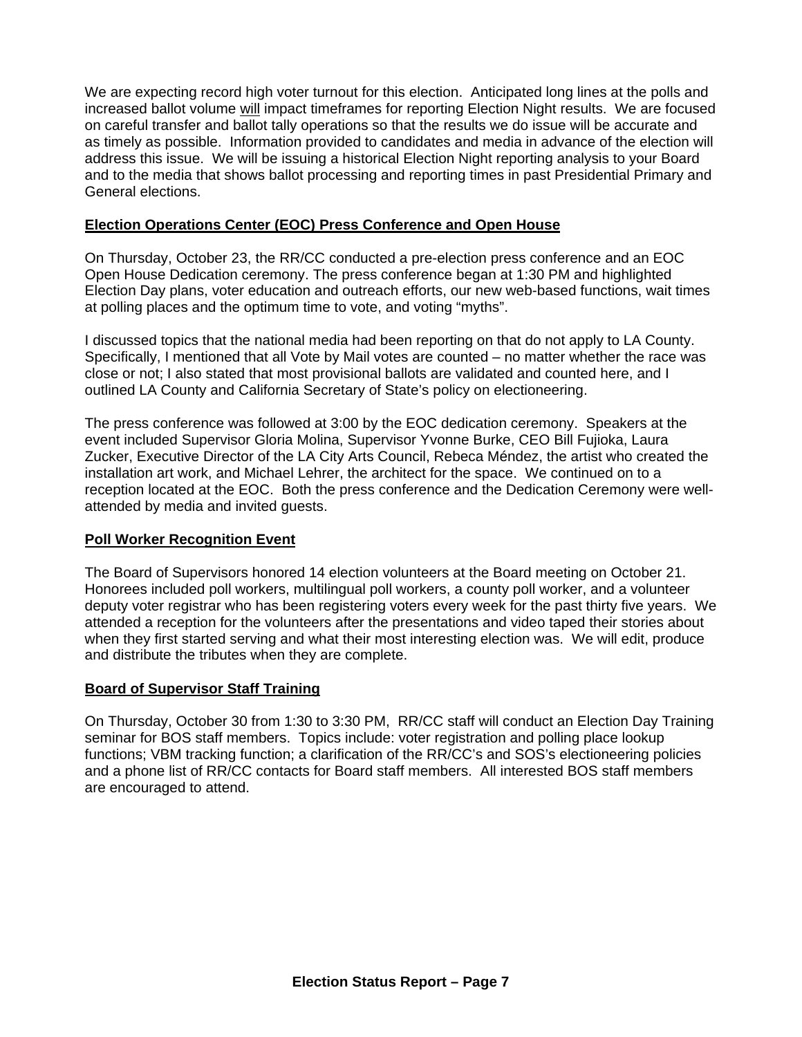We are expecting record high voter turnout for this election. Anticipated long lines at the polls and increased ballot volume <u>will</u> impact timeframes for reporting Election Night results. We are focused on careful transfer and ballot tally operations so that the results we do issue will be accurate and as timely as possible. Information provided to candidates and media in advance of the election will address this issue. We will be issuing a historical Election Night reporting analysis to your Board and to the media that shows ballot processing and reporting times in past Presidential Primary and General elections.

## Election Operations Center (EOC) Press Conference and Open House

On Thursday, October 23, the RR/CC conducted a pre-election press conference and an EOC Open House Dedication ceremony. The press conference began at 1:30 PM and highlighted Election Day plans, voter education and outreach efforts, our new web-based functions, wait times at polling places and the optimum time to vote, and voting "myths".

I discussed topics that the national media had been reporting on that do not apply to LA County. Specifically, I mentioned that all Vote by Mail votes are counted – no matter whether the race was close or not; I also stated that most provisional ballots are validated and counted here, and I outlined LA County and California Secretary of State's policy on electioneering.

The press conference was followed at 3:00 by the EOC dedication ceremony. Speakers at the event included Supervisor Gloria Molina, Supervisor Yvonne Burke, CEO Bill Fujioka, Laura Zucker, Executive Director of the LA City Arts Council, Rebeca Méndez, the artist who created the installation art work, and Michael Lehrer, the architect for the space. We continued on to a reception located at the EOC. Both the press conference and the Dedication Ceremony were well-attended by media and invited guests.

## Poll Worker Recognition Event

The Board of Supervisors honored 14 election volunteers at the Board meeting on October 21. Honorees included poll workers, multilingual poll workers, a county poll worker, and a volunteer deputy voter registrar who has been registering voters every week for the past thirty five years. We attended a reception for the volunteers after the presentations and video taped their stories about when they first started serving and what their most interesting election was. We will edit, produce and distribute the tributes when they are complete.

## Board of Supervisor Staff Training

On Thursday, October 30 from 1:30 to 3:30 PM, RR/CC staff will conduct an Election Day Training seminar for BOS staff members. Topics include: voter registration and polling place lookup functions; VBM tracking function; a clarification of the RR/CC's and SOS's electioneering policies and a phone list of RR/CC contacts for Board staff members. All interested BOS staff members are encouraged to attend.